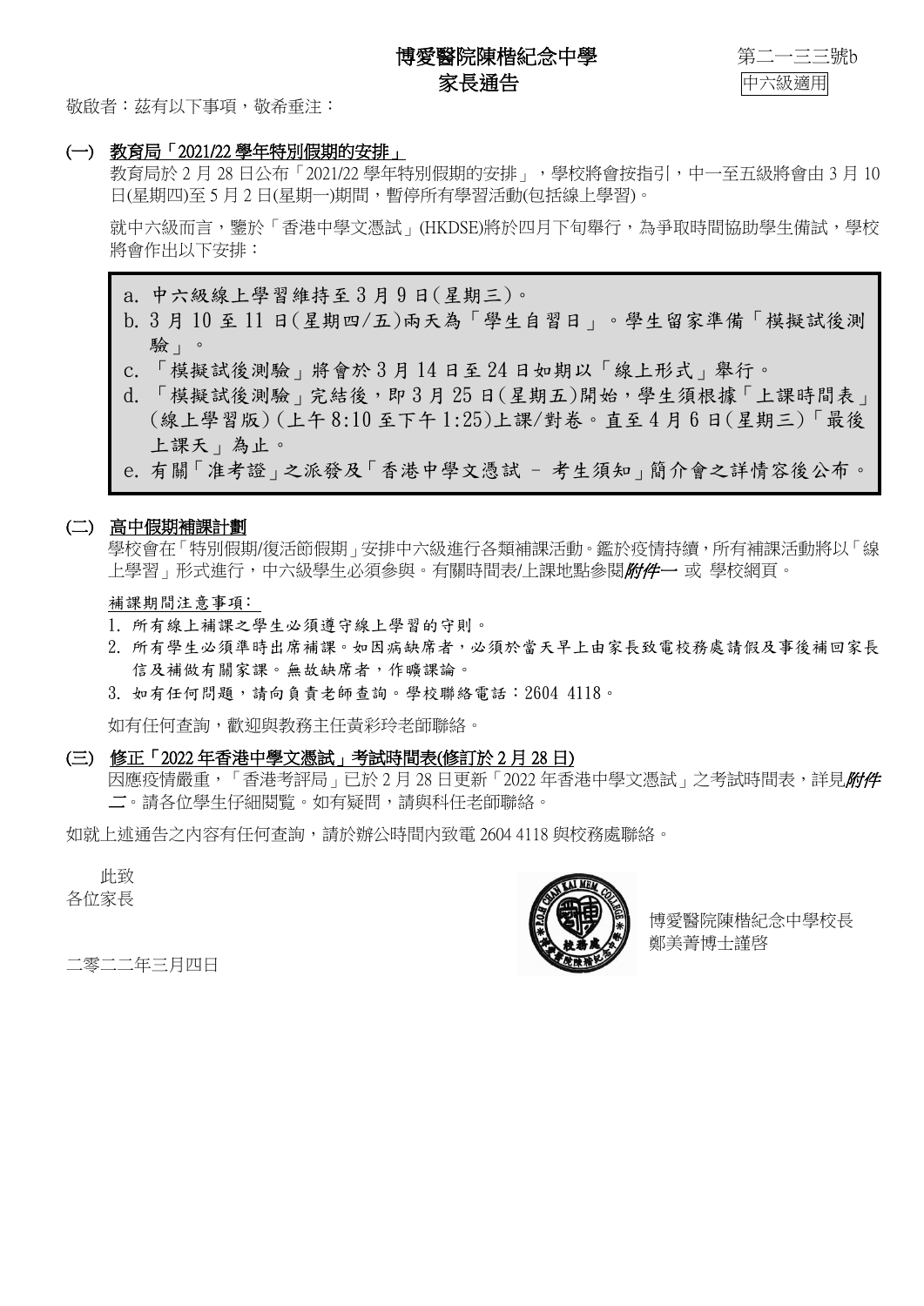# 博愛醫院陳楷紀念中學
## 家長通告

第二一三三號b

中六級適用

敬啟者：茲有以下事項，敬希垂注：

### (一) 教育局「2021/22 學年特別假期的安排」

教育局於 2 月 28 日公布「2021/22 學年特別假期的安排」，學校將會按指引，中一至五級將會由 3 月 10 日(星期四)至 5 月 2 日(星期一)期間，暫停所有學習活動(包括線上學習)。

就中六級而言，鑒於「香港中學文憑試」(HKDSE)將於四月下旬舉行，為爭取時間協助學生備試，學校將會作出以下安排：

a. 中六級線上學習維持至 3 月 9 日(星期三)。
b. 3 月 10 至 11 日(星期四/五)兩天為「學生自習日」。學生留家準備「模擬試後測驗」。
c. 「模擬試後測驗」將會於 3 月 14 日至 24 日如期以「線上形式」舉行。
d. 「模擬試後測驗」完結後，即 3 月 25 日(星期五)開始，學生須根據「上課時間表」(線上學習版)(上午 8:10 至下午 1:25)上課/對卷。直至 4 月 6 日(星期三)「最後上課天」為止。
e. 有關「准考證」之派發及「香港中學文憑試 – 考生須知」簡介會之詳情容後公布。

### (二) 高中假期補課計劃

學校會在「特別假期/復活節假期」安排中六級進行各類補課活動。鑑於疫情持續，所有補課活動將以「線上學習」形式進行，中六級學生必須參與。有關時間表/上課地點參閱*附件一* 或 學校網頁。

補課期間注意事項：

1. 所有線上補課之學生必須遵守線上學習的守則。
2. 所有學生必須準時出席補課。如因病缺席者，必須於當天早上由家長致電校務處請假及事後補回家長信及補做有關家課。無故缺席者，作曠課論。
3. 如有任何問題，請向負責老師查詢。學校聯絡電話：2604 4118。

如有任何查詢，歡迎與教務主任黃彩玲老師聯絡。

### (三) 修正「2022 年香港中學文憑試」考試時間表(修訂於 2 月 28 日)

因應疫情嚴重，「香港考評局」已於 2 月 28 日更新「2022 年香港中學文憑試」之考試時間表，詳見*附件二*。請各位學生仔細閱覽。如有疑問，請與科任老師聯絡。

如就上述通告之內容有任何查詢，請於辦公時間內致電 2604 4118 與校務處聯絡。

此致

各位家長

博愛醫院陳楷紀念中學校長
鄭美菁博士謹啓

二零二二年三月四日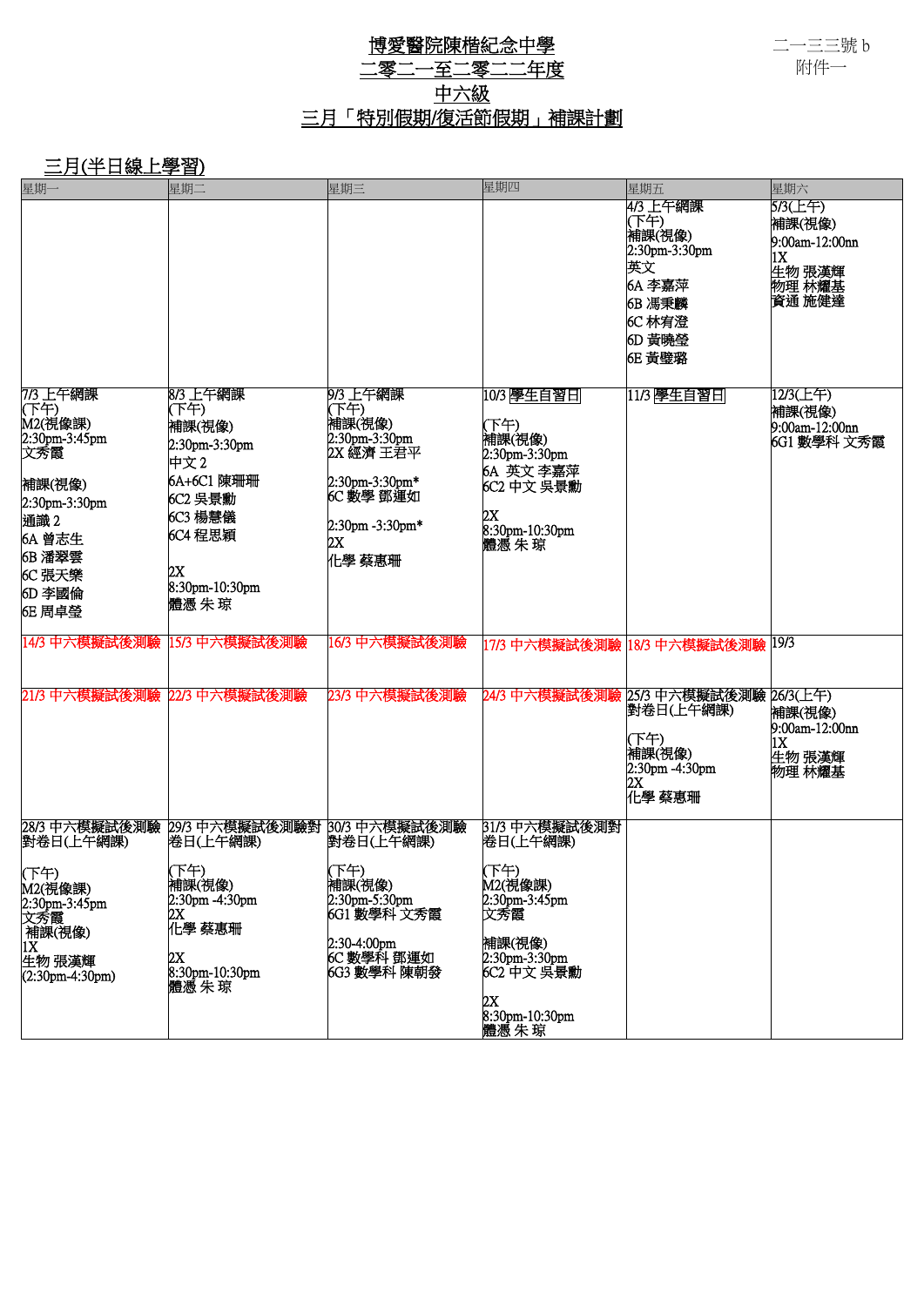二一三三號 b
附件一

# 博愛醫院陳楷紀念中學
## 二零二一至二零二二年度
## 中六級
## 三月「特別假期/復活節假期」補課計劃

### 三月(半日線上學習)

| 星期一 | 星期二 | 星期三 | 星期四 | 星期五 | 星期六 |
|---|---|---|---|---|---|
| | | | | 4/3 上午網課<br>(下午)<br>補課(視像)<br>2:30pm-3:30pm<br>英文<br>6A 李嘉萍<br>6B 馮秉麟<br>6C 林宥澄<br>6D 黃曉瑩<br>6E 黃璧璐 | 5/3(上午)<br>補課(視像)<br>9:00am-12:00nn<br>1X<br>生物 張漢輝<br>物理 林耀基<br>資通 施健達 |
| 7/3 上午網課<br>(下午)<br>M2(視像課)<br>2:30pm-3:45pm<br>文秀霞<br><br>補課(視像)<br>2:30pm-3:30pm<br>通識 2<br>6A 曾志生<br>6B 潘翠雲<br>6C 張天樂<br>6D 李國倫<br>6E 周卓瑩 | 8/3 上午網課<br>(下午)<br>補課(視像)<br>2:30pm-3:30pm<br>中文 2<br>6A+6C1 陳珊珊<br>6C2 吳景勳<br>6C3 楊慧儀<br>6C4 程思穎<br><br>2X<br>8:30pm-10:30pm<br>體憑 朱 琼 | 9/3 上午網課<br>(下午)<br>補課(視像)<br>2:30pm-3:30pm<br>2X 經濟 王君平<br><br>2:30pm-3:30pm*<br>6C 數學 鄧運如<br><br>2:30pm -3:30pm*<br>2X<br>化學 蔡惠珊 | 10/3 學生自習日<br><br>(下午)<br>補課(視像)<br>2:30pm-3:30pm<br>6A 英文 李嘉萍<br>6C2 中文 吳景勳<br><br>2X<br>8:30pm-10:30pm<br>體憑 朱 琼 | 11/3 學生自習日 | 12/3(上午)<br>補課(視像)<br>9:00am-12:00nn<br>6G1 數學科 文秀霞 |
| 14/3 中六模擬試後測驗 | 15/3 中六模擬試後測驗 | 16/3 中六模擬試後測驗 | 17/3 中六模擬試後測驗 | 18/3 中六模擬試後測驗 | 19/3 |
| 21/3 中六模擬試後測驗 | 22/3 中六模擬試後測驗 | 23/3 中六模擬試後測驗 | 24/3 中六模擬試後測驗 | 25/3 中六模擬試後測驗對卷日(上午網課)<br><br>(下午)<br>補課(視像)<br>2:30pm -4:30pm<br>2X<br>化學 蔡惠珊 | 26/3(上午)<br>補課(視像)<br>9:00am-12:00nn<br>1X<br>生物 張漢輝<br>物理 林耀基 |
| 28/3 中六模擬試後測驗對卷日(上午網課)<br><br>(下午)<br>M2(視像課)<br>2:30pm-3:45pm<br>文秀霞<br>補課(視像)<br>1X<br>生物 張漢輝<br>(2:30pm-4:30pm) | 29/3 中六模擬試後測驗對卷日(上午網課)<br><br>(下午)<br>補課(視像)<br>2:30pm -4:30pm<br>2X<br>化學 蔡惠珊<br><br>2X<br>8:30pm-10:30pm<br>體憑 朱 琼 | 30/3 中六模擬試後測驗對卷日(上午網課)<br><br>(下午)<br>補課(視像)<br>2:30pm-5:30pm<br>6G1 數學科 文秀霞<br><br>2:30-4:00pm<br>6C 數學科 鄧運如<br>6G3 數學科 陳朝發 | 31/3 中六模擬試後測對卷日(上午網課)<br><br>(下午)<br>M2(視像課)<br>2:30pm-3:45pm<br>文秀霞<br><br>補課(視像)<br>2:30pm-3:30pm<br>6C2 中文 吳景勳<br><br>2X<br>8:30pm-10:30pm<br>體憑 朱 琼 | | |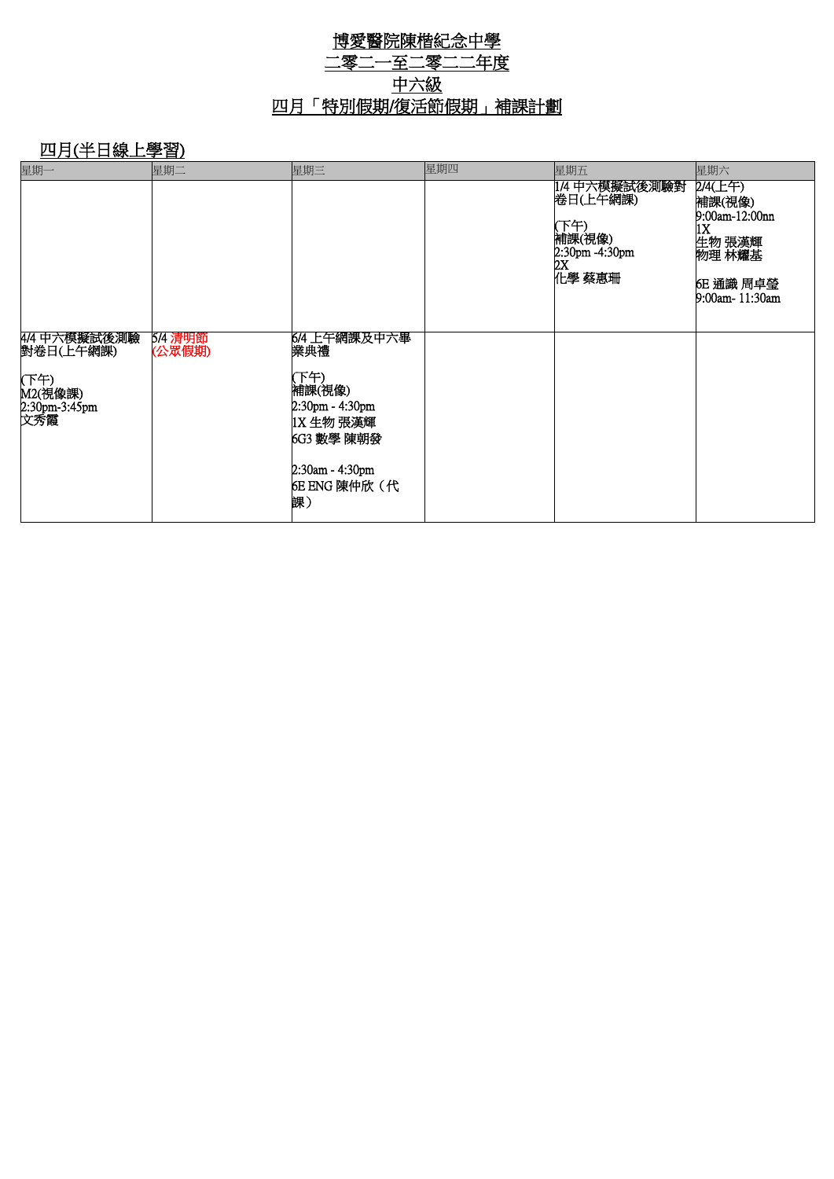# 博愛醫院陳楷紀念中學
# 二零二一至二零二二年度
# 中六級
# 四月「特別假期/復活節假期」補課計劃

## 四月(半日線上學習)

| 星期一 | 星期二 | 星期三 | 星期四 | 星期五 | 星期六 |
|---|---|---|---|---|---|
| | | | | 1/4 中六模擬試後測驗對卷日(上午網課)<br><br>(下午)<br>補課(視像)<br>2:30pm -4:30pm<br>2X<br>化學 蔡惠珊 | 2/4(上午)<br>補課(視像)<br>9:00am-12:00nn<br>1X<br>生物 張漢輝<br>物理 林耀基<br><br>6E 通識 周卓瑩<br>9:00am- 11:30am |
| 4/4 中六模擬試後測驗對卷日(上午網課)<br><br>(下午)<br>M2(視像課)<br>2:30pm-3:45pm<br>文秀霞 | 5/4 清明節<br>(公眾假期) | 6/4 上午網課及中六畢業典禮<br><br>(下午)<br>補課(視像)<br>2:30pm - 4:30pm<br>1X 生物 張漢輝<br>6G3 數學 陳朝發<br><br>2:30am - 4:30pm<br>6E ENG 陳仲欣（代課） | | | |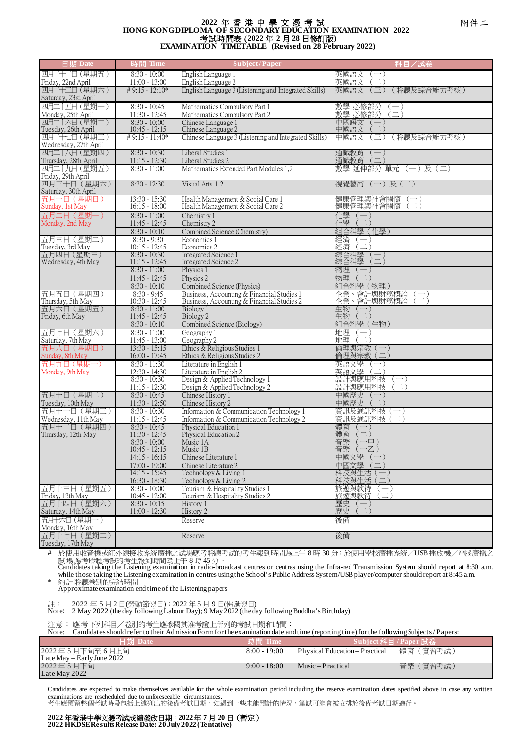附件二

# 2022 年香港中學文憑考試
# HONG KONG DIPLOMA OF SECONDARY EDUCATION EXAMINATION 2022
## 考試時間表 (2022 年 2 月 28 日修訂版)
## EXAMINATION TIMETABLE (Revised on 28 February 2022)

| 日期 Date | 時間 Time | Subject/Paper | 科目／試卷 |
|---|---|---|---|
| 四月二十二日（星期五）<br>Friday, 22nd April | 8:30 - 10:00<br>11:00 - 13:00 | English Language 1<br>English Language 2 | 英國語文（一）<br>英國語文（二） |
| 四月二十三日（星期六）<br>Saturday, 23rd April | # 9:15 - 12:10* | English Language 3 (Listening and Integrated Skills) | 英國語文（三）（聆聽及綜合能力考核） |
| 四月二十五日（星期一）<br>Monday, 25th April | 8:30 - 10:45<br>11:30 - 12:45 | Mathematics Compulsory Part 1<br>Mathematics Compulsory Part 2 | 數學 必修部分（一）<br>數學 必修部分（二） |
| 四月二十六日（星期二）<br>Tuesday, 26th April | 8:30 - 10:00<br>10:45 - 12:15 | Chinese Language 1<br>Chinese Language 2 | 中國語文（一）<br>中國語文（二） |
| 四月二十七日（星期三）<br>Wednesday, 27th April | # 9:15 - 11:40* | Chinese Language 3 (Listening and Integrated Skills) | 中國語文（三）（聆聽及綜合能力考核） |
| 四月二十八日（星期四）<br>Thursday, 28th April | 8:30 - 10:30<br>11:15 - 12:30 | Liberal Studies 1<br>Liberal Studies 2 | 通識教育（一）<br>通識教育（二） |
| 四月二十九日（星期五）<br>Friday, 29th April | 8:30 - 11:00 | Mathematics Extended Part Modules 1,2 | 數學 延伸部分 單元（一）及（二） |
| 四月三十日（星期六）<br>Saturday, 30th April | 8:30 - 12:30 | Visual Arts 1,2 | 視覺藝術（一）及（二） |
| 五月一日（星期日）<br>Sunday, 1st May | 13:30 - 15:30<br>16:15 - 18:00 | Health Management & Social Care 1<br>Health Management & Social Care 2 | 健康管理與社會關懷（一）<br>健康管理與社會關懷（二） |
| 五月二日（星期一）<br>Monday, 2nd May | 8:30 - 11:00<br>11:45 - 12:45 | Chemistry 1<br>Chemistry 2 | 化學（一）<br>化學（二） |
| | 8:30 - 10:10 | Combined Science (Chemistry) | 組合科學（化學） |
| 五月三日（星期二）<br>Tuesday, 3rd May | 8:30 - 9:30<br>10:15 - 12:45 | Economics 1<br>Economics 2 | 經濟（一）<br>經濟（二） |
| 五月四日（星期三）<br>Wednesday, 4th May | 8:30 - 10:30<br>11:15 - 12:45 | Integrated Science 1<br>Integrated Science 2 | 綜合科學（一）<br>綜合科學（二） |
| | 8:30 - 11:00<br>11:45 - 12:45 | Physics 1<br>Physics 2 | 物理（一）<br>物理（二） |
| | 8:30 - 10:10 | Combined Science (Physics) | 組合科學（物理） |
| 五月五日（星期四）<br>Thursday, 5th May | 8:30 - 9:45<br>10:30 - 12:45 | Business, Accounting & Financial Studies 1<br>Business, Accounting & Financial Studies 2 | 企業、會計與財務概論（一）<br>企業、會計與財務概論（二） |
| 五月六日（星期五）<br>Friday, 6th May | 8:30 - 11:00<br>11:45 - 12:45 | Biology 1<br>Biology 2 | 生物（一）<br>生物（二） |
| | 8:30 - 10:10 | Combined Science (Biology) | 組合科學（生物） |
| 五月七日（星期六）<br>Saturday, 7th May | 8:30 - 11:00<br>11:45 - 13:00 | Geography 1<br>Geography 2 | 地理（一）<br>地理（二） |
| 五月八日（星期日）<br>Sunday, 8th May | 13:30 - 15:15<br>16:00 - 17:45 | Ethics & Religious Studies 1<br>Ethics & Religious Studies 2 | 倫理與宗教（一）<br>倫理與宗教（二） |
| 五月九日（星期一）<br>Monday, 9th May | 8:30 - 11:30<br>12:30 - 14:30 | Literature in English 1<br>Literature in English 2 | 英語文學（一）<br>英語文學（二） |
| | 8:30 - 10:30<br>11:15 - 12:30 | Design & Applied Technology 1<br>Design & Applied Technology 2 | 設計與應用科技（一）<br>設計與應用科技（二） |
| 五月十日（星期二）<br>Tuesday, 10th May | 8:30 - 10:45<br>11:30 - 12:50 | Chinese History 1<br>Chinese History 2 | 中國歷史（一）<br>中國歷史（二） |
| 五月十一日（星期三）<br>Wednesday, 11th May | 8:30 - 10:30<br>11:15 - 12:45 | Information & Communication Technology 1<br>Information & Communication Technology 2 | 資訊及通訊科技（一）<br>資訊及通訊科技（二） |
| 五月十二日（星期四）<br>Thursday, 12th May | 8:30 - 10:45<br>11:30 - 12:45 | Physical Education 1<br>Physical Education 2 | 體育（一）<br>體育（二） |
| | 8:30 - 10:00<br>10:45 - 12:15 | Music 1A<br>Music 1B | 音樂（一甲）<br>音樂（一乙） |
| | 14:15 - 16:15<br>17:00 - 19:00 | Chinese Literature 1<br>Chinese Literature 2 | 中國文學（一）<br>中國文學（二） |
| | 14:15 - 15:45<br>16:30 - 18:30 | Technology & Living 1<br>Technology & Living 2 | 科技與生活（一）<br>科技與生活（二） |
| 五月十三日（星期五）<br>Friday, 13th May | 8:30 - 10:00<br>10:45 - 12:00 | Tourism & Hospitality Studies 1<br>Tourism & Hospitality Studies 2 | 旅遊與款待（一）<br>旅遊與款待（二） |
| 五月十四日（星期六）<br>Saturday, 14th May | 8:30 - 10:15<br>11:00 - 12:30 | History 1<br>History 2 | 歷史（一）<br>歷史（二） |
| 五月十六日（星期一）<br>Monday, 16th May | | Reserve | 後備 |
| 五月十七日（星期二）<br>Tuesday, 17th May | | Reserve | 後備 |

\# 於使用收音機或紅外線接收系統廣播之試場應考聆聽考試的考生報到時間為上午 8 時 30 分；於使用學校廣播系統／USB 播放機／電腦廣播之試場應考聆聽考試的考生報到時間為上午 8 時 45 分。
Candidates taking the Listening examination in radio-broadcast centres or centres using the Infra-red Transmission System should report at 8:30 a.m. while those taking the Listening examination in centres using the School's Public Address System/USB player/computer should report at 8:45 a.m.

\* 約計聆聽卷別的完結時間
Approximate examination end time of the Listening papers

註： 2022 年 5 月 2 日(勞動節翌日)；2022 年 5 月 9 日(佛誕翌日)
Note: 2 May 2022 (the day following Labour Day); 9 May 2022 (the day following Buddha's Birthday)

注意： 應考下列科目／卷別的考生應參閱其准考證上所列的考試日期和時間：
Note: Candidates should refer to their Admission Form for the examination date and time (reporting time) for the following Subjects / Papers:

| 日期 Date | 時間 Time | Subject 科目 / Paper 試卷 | |
|---|---|---|---|
| 2022 年 5 月下旬至 6 月上旬<br>Late May – Early June 2022 | 8:00 - 19:00 | Physical Education – Practical | 體育（實習考試） |
| 2022 年 5 月下旬<br>Late May 2022 | 9:00 - 18:00 | Music – Practical | 音樂（實習考試） |

Candidates are expected to make themselves available for the whole examination period including the reserve examination dates specified above in case any written examinations are rescheduled due to unforeseeable circumstances.
考生應預留整個考試時段包括上述列出的後備考試日期，如遇到一些未能預計的情況，筆試可能會被安排於後備考試日期進行。

**2022 年香港中學文憑考試成績發放日期：2022 年 7 月 20 日（暫定）**
**2022 HKDSE Results Release Date: 20 July 2022 (Tentative)**